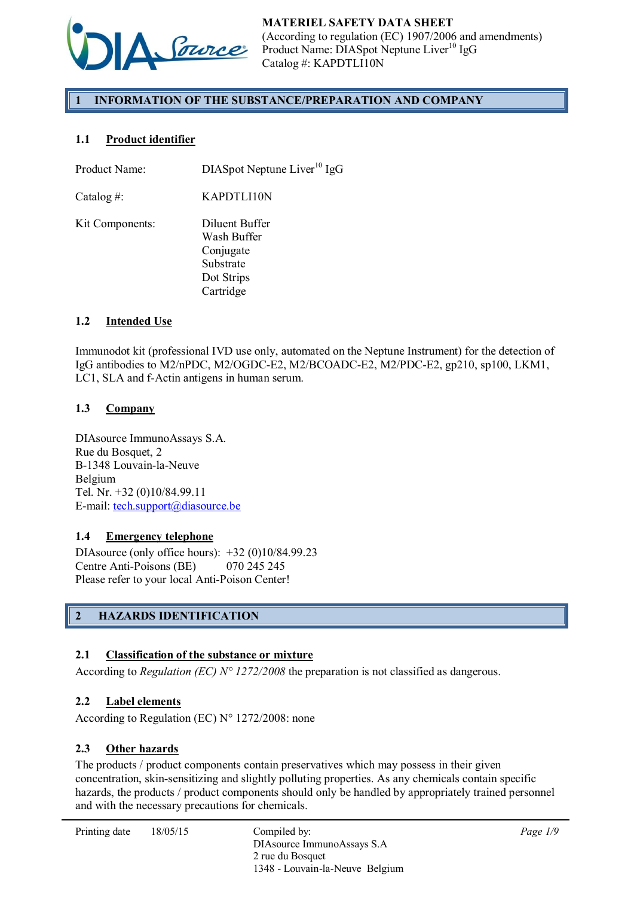**MATERIEL SAFETY DATA SHEET**
(According to regulation (EC) 1907/2006 and amendments)
Product Name: DIASpot Neptune Liver[10] IgG
Catalog #: KAPDTLI10N

## 1 INFORMATION OF THE SUBSTANCE/PREPARATION AND COMPANY

### 1.1 Product identifier

Product Name: DIASpot Neptune Liver[10] IgG

Catalog #: KAPDTLI10N

Kit Components:
- Diluent Buffer
- Wash Buffer
- Conjugate
- Substrate
- Dot Strips
- Cartridge

### 1.2 Intended Use

Immunodot kit (professional IVD use only, automated on the Neptune Instrument) for the detection of IgG antibodies to M2/nPDC, M2/OGDC-E2, M2/BCOADC-E2, M2/PDC-E2, gp210, sp100, LKM1, LC1, SLA and f-Actin antigens in human serum.

### 1.3 Company

DIAsource ImmunoAssays S.A.
Rue du Bosquet, 2
B-1348 Louvain-la-Neuve
Belgium
Tel. Nr. +32 (0)10/84.99.11
E-mail: tech.support@diasource.be

### 1.4 Emergency telephone

DIAsource (only office hours): +32 (0)10/84.99.23
Centre Anti-Poisons (BE) 070 245 245
Please refer to your local Anti-Poison Center!

## 2 HAZARDS IDENTIFICATION

### 2.1 Classification of the substance or mixture

According to *Regulation (EC) N° 1272/2008* the preparation is not classified as dangerous.

### 2.2 Label elements

According to Regulation (EC) N° 1272/2008: none

### 2.3 Other hazards

The products / product components contain preservatives which may possess in their given concentration, skin-sensitizing and slightly polluting properties. As any chemicals contain specific hazards, the products / product components should only be handled by appropriately trained personnel and with the necessary precautions for chemicals.

Printing date 18/05/15

Compiled by:
DIAsource ImmunoAssays S.A
2 rue du Bosquet
1348 - Louvain-la-Neuve Belgium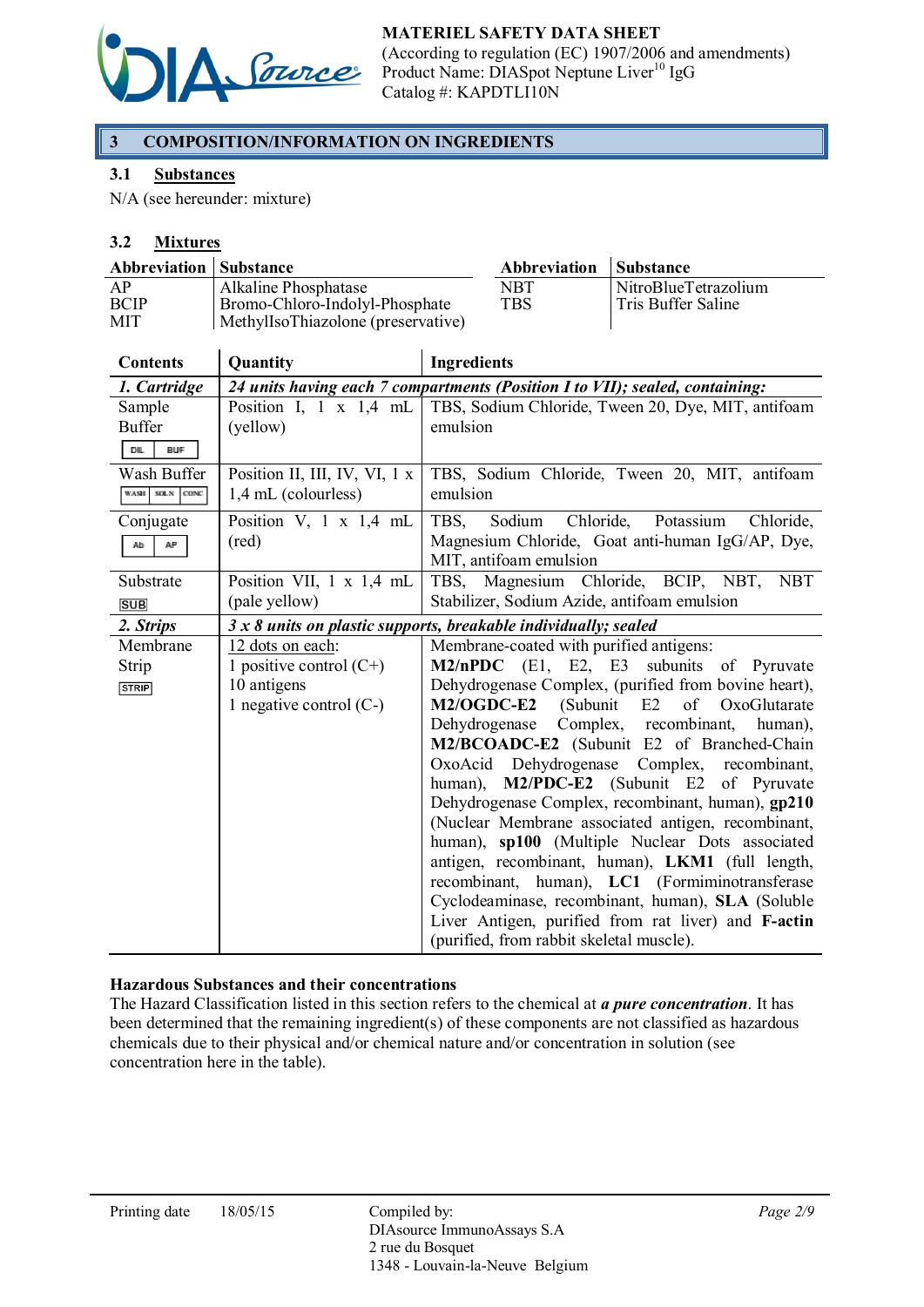## 3 COMPOSITION/INFORMATION ON INGREDIENTS

### 3.1 Substances

N/A (see hereunder: mixture)

### 3.2 Mixtures

| Abbreviation | Substance | Abbreviation | Substance |
|---|---|---|---|
| AP | Alkaline Phosphatase | NBT | NitroBlueTetrazolium |
| BCIP | Bromo-Chloro-Indolyl-Phosphate | TBS | Tris Buffer Saline |
| MIT | MethylIsoThiazolone (preservative) | | |

| Contents | Quantity | Ingredients |
|---|---|---|
| ***1. Cartridge*** | ***24 units having each 7 compartments (Position I to VII); sealed, containing:*** | |
| Sample Buffer DIL BUF | Position I, 1 x 1,4 mL (yellow) | TBS, Sodium Chloride, Tween 20, Dye, MIT, antifoam emulsion |
| Wash Buffer WASH SOLN CONC | Position II, III, IV, VI, 1 x 1,4 mL (colourless) | TBS, Sodium Chloride, Tween 20, MIT, antifoam emulsion |
| Conjugate Ab AP | Position V, 1 x 1,4 mL (red) | TBS, Sodium Chloride, Potassium Chloride, Magnesium Chloride, Goat anti-human IgG/AP, Dye, MIT, antifoam emulsion |
| Substrate SUB | Position VII, 1 x 1,4 mL (pale yellow) | TBS, Magnesium Chloride, BCIP, NBT, NBT Stabilizer, Sodium Azide, antifoam emulsion |
| ***2. Strips*** | ***3 x 8 units on plastic supports, breakable individually; sealed*** | |
| Membrane Strip STRIP | 12 dots on each:<br>1 positive control (C+)<br>10 antigens<br>1 negative control (C-) | Membrane-coated with purified antigens: **M2/nPDC** (E1, E2, E3 subunits of Pyruvate Dehydrogenase Complex, (purified from bovine heart), **M2/OGDC-E2** (Subunit E2 of OxoGlutarate Dehydrogenase Complex, recombinant, human), **M2/BCOADC-E2** (Subunit E2 of Branched-Chain OxoAcid Dehydrogenase Complex, recombinant, human), **M2/PDC-E2** (Subunit E2 of Pyruvate Dehydrogenase Complex, recombinant, human), **gp210** (Nuclear Membrane associated antigen, recombinant, human), **sp100** (Multiple Nuclear Dots associated antigen, recombinant, human), **LKM1** (full length, recombinant, human), **LC1** (Formiminotransferase Cyclodeaminase, recombinant, human), **SLA** (Soluble Liver Antigen, purified from rat liver) and **F-actin** (purified, from rabbit skeletal muscle). |

**Hazardous Substances and their concentrations**

The Hazard Classification listed in this section refers to the chemical at ***a pure concentration***. It has been determined that the remaining ingredient(s) of these components are not classified as hazardous chemicals due to their physical and/or chemical nature and/or concentration in solution (see concentration here in the table).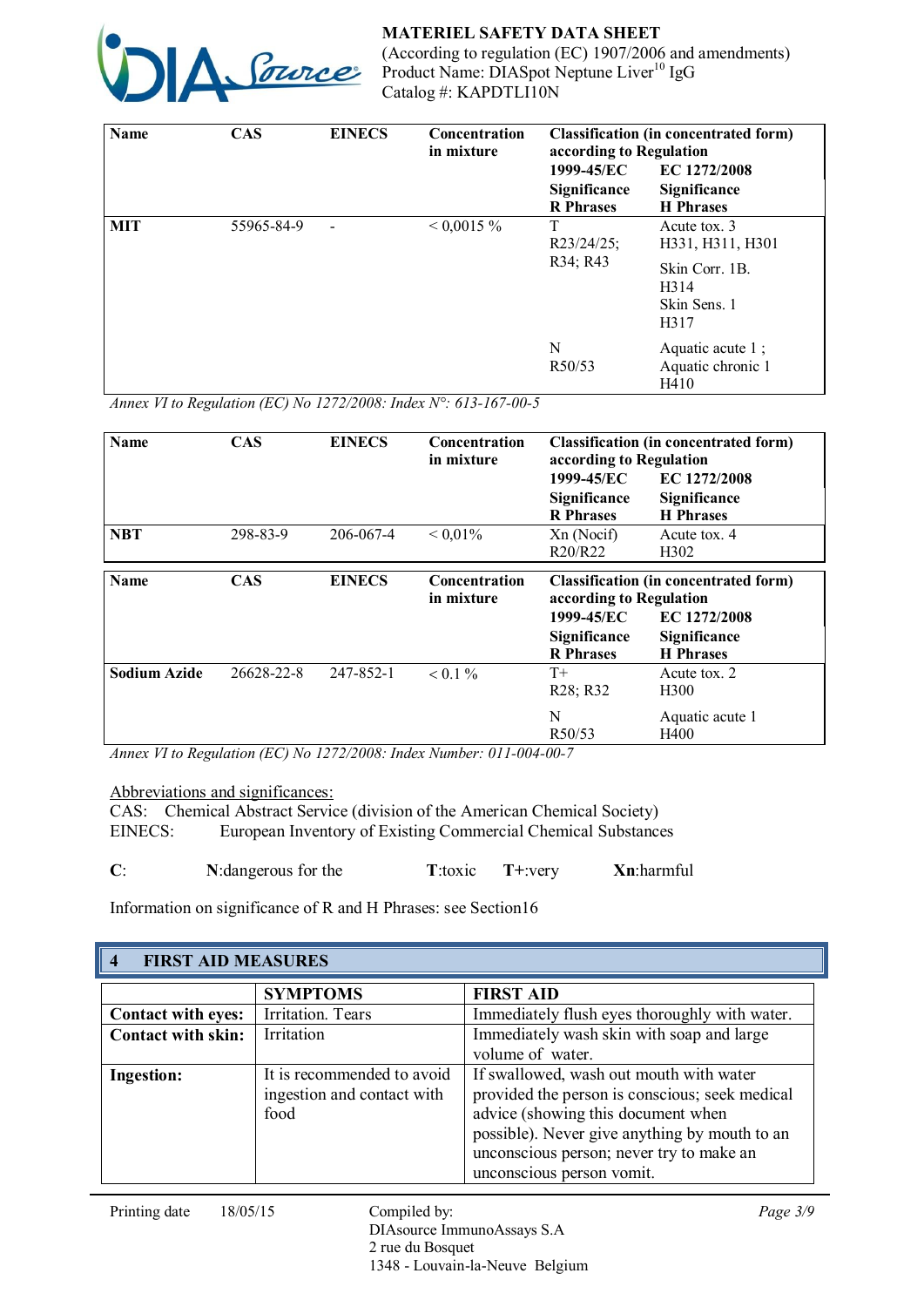| Name | CAS | EINECS | Concentration in mixture | Classification (in concentrated form) according to Regulation 1999-45/EC Significance R Phrases | EC 1272/2008 Significance H Phrases |
| --- | --- | --- | --- | --- | --- |
| **MIT** | 55965-84-9 | - | < 0,0015 % | T R23/24/25; R34; R43 | Acute tox. 3 H331, H311, H301 Skin Corr. 1B. H314 Skin Sens. 1 H317 |
| | | | | N R50/53 | Aquatic acute 1 ; Aquatic chronic 1 H410 |

*Annex VI to Regulation (EC) No 1272/2008: Index N°: 613-167-00-5*

| Name | CAS | EINECS | Concentration in mixture | Classification (in concentrated form) according to Regulation 1999-45/EC Significance R Phrases | EC 1272/2008 Significance H Phrases |
| --- | --- | --- | --- | --- | --- |
| **NBT** | 298-83-9 | 206-067-4 | < 0,01% | Xn (Nocif) R20/R22 | Acute tox. 4 H302 |

| Name | CAS | EINECS | Concentration in mixture | Classification (in concentrated form) according to Regulation 1999-45/EC Significance R Phrases | EC 1272/2008 Significance H Phrases |
| --- | --- | --- | --- | --- | --- |
| **Sodium Azide** | 26628-22-8 | 247-852-1 | < 0.1 % | T+ R28; R32 | Acute tox. 2 H300 |
| | | | | N R50/53 | Aquatic acute 1 H400 |

*Annex VI to Regulation (EC) No 1272/2008: Index Number: 011-004-00-7*

Abbreviations and significances:

CAS: Chemical Abstract Service (division of the American Chemical Society)

EINECS: European Inventory of Existing Commercial Chemical Substances

**C**: **N**:dangerous for the **T**:toxic **T+**:very **Xn**:harmful

Information on significance of R and H Phrases: see Section16

## 4 FIRST AID MEASURES

| | SYMPTOMS | FIRST AID |
| --- | --- | --- |
| **Contact with eyes:** | Irritation. Tears | Immediately flush eyes thoroughly with water. |
| **Contact with skin:** | Irritation | Immediately wash skin with soap and large volume of water. |
| **Ingestion:** | It is recommended to avoid ingestion and contact with food | If swallowed, wash out mouth with water provided the person is conscious; seek medical advice (showing this document when possible). Never give anything by mouth to an unconscious person; never try to make an unconscious person vomit. |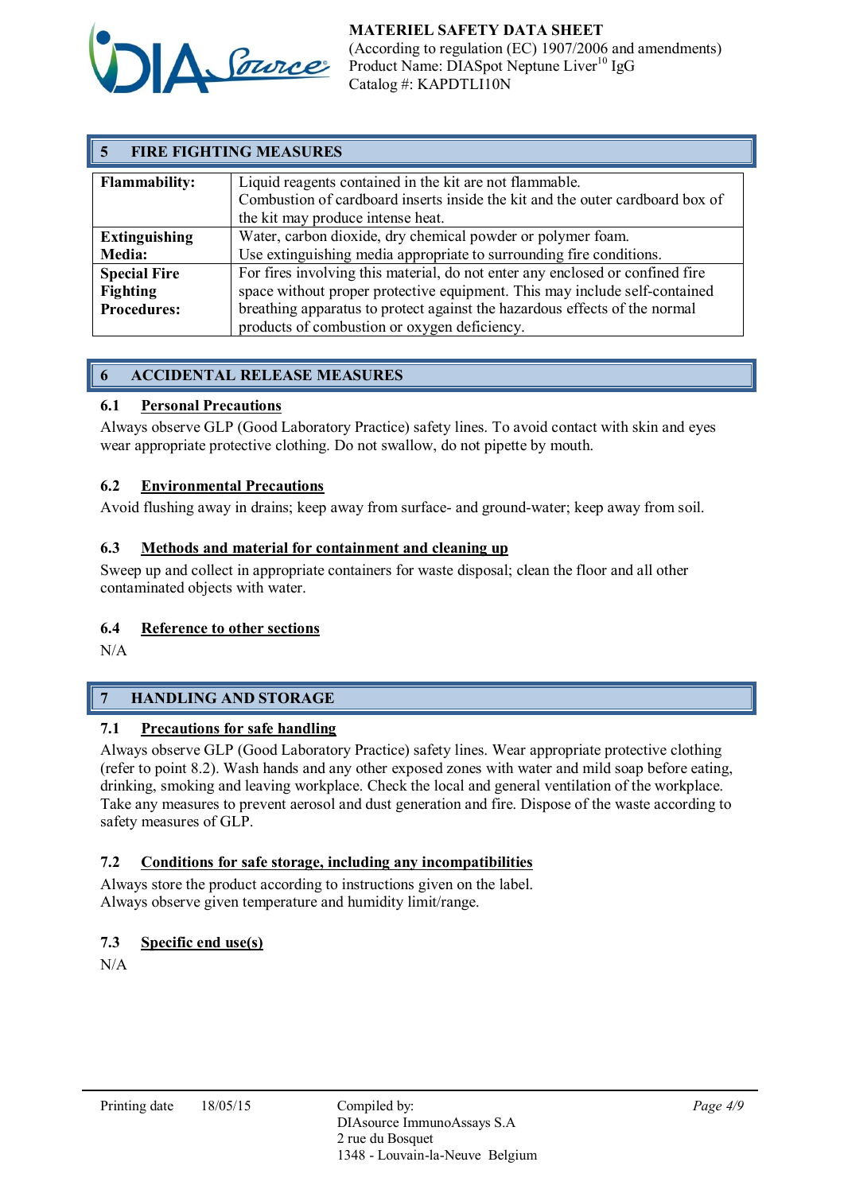## 5 FIRE FIGHTING MEASURES

| | |
|---|---|
| **Flammability:** | Liquid reagents contained in the kit are not flammable.<br>Combustion of cardboard inserts inside the kit and the outer cardboard box of the kit may produce intense heat. |
| **Extinguishing Media:** | Water, carbon dioxide, dry chemical powder or polymer foam.<br>Use extinguishing media appropriate to surrounding fire conditions. |
| **Special Fire Fighting Procedures:** | For fires involving this material, do not enter any enclosed or confined fire space without proper protective equipment. This may include self-contained breathing apparatus to protect against the hazardous effects of the normal products of combustion or oxygen deficiency. |

## 6 ACCIDENTAL RELEASE MEASURES

### 6.1 Personal Precautions

Always observe GLP (Good Laboratory Practice) safety lines. To avoid contact with skin and eyes wear appropriate protective clothing. Do not swallow, do not pipette by mouth.

### 6.2 Environmental Precautions

Avoid flushing away in drains; keep away from surface- and ground-water; keep away from soil.

### 6.3 Methods and material for containment and cleaning up

Sweep up and collect in appropriate containers for waste disposal; clean the floor and all other contaminated objects with water.

### 6.4 Reference to other sections

N/A

## 7 HANDLING AND STORAGE

### 7.1 Precautions for safe handling

Always observe GLP (Good Laboratory Practice) safety lines. Wear appropriate protective clothing (refer to point 8.2). Wash hands and any other exposed zones with water and mild soap before eating, drinking, smoking and leaving workplace. Check the local and general ventilation of the workplace. Take any measures to prevent aerosol and dust generation and fire. Dispose of the waste according to safety measures of GLP.

### 7.2 Conditions for safe storage, including any incompatibilities

Always store the product according to instructions given on the label.
Always observe given temperature and humidity limit/range.

### 7.3 Specific end use(s)

N/A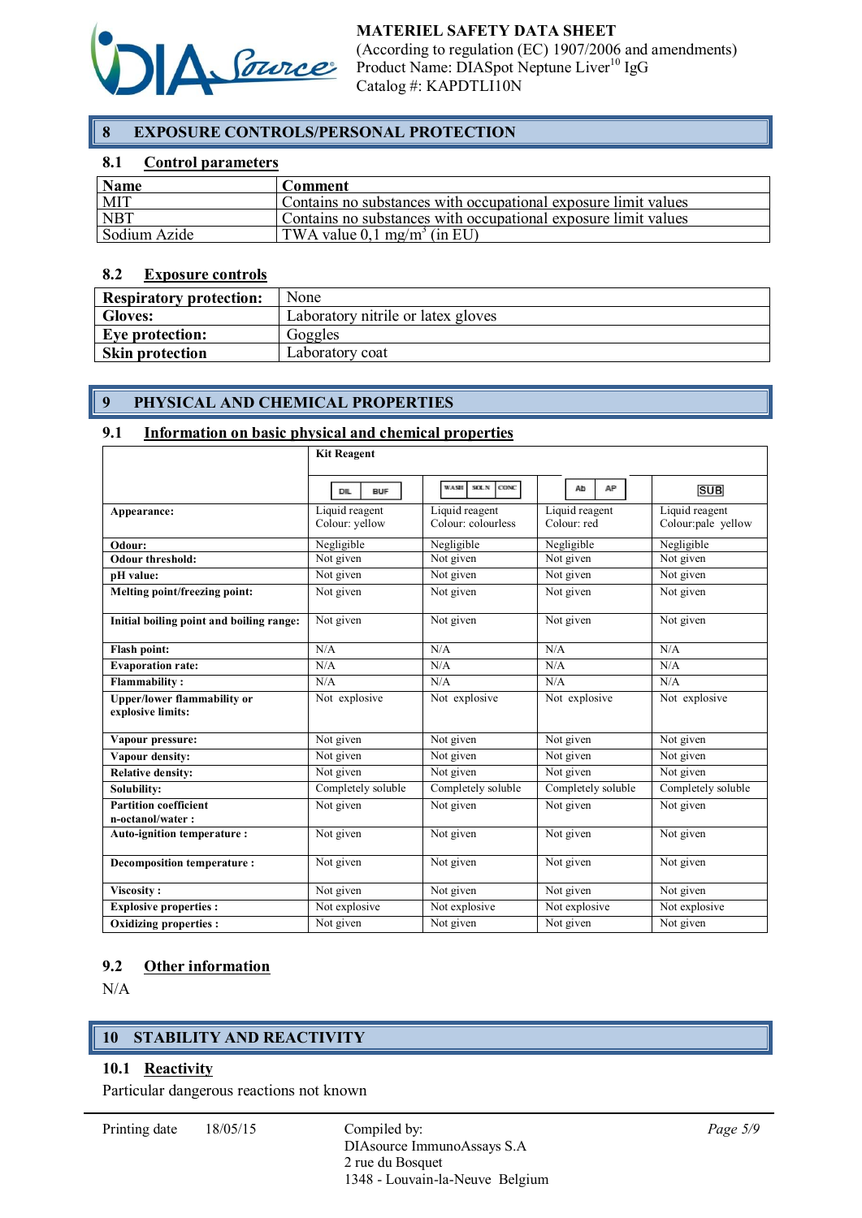## 8 EXPOSURE CONTROLS/PERSONAL PROTECTION

### 8.1 Control parameters

| Name | Comment |
|---|---|
| MIT | Contains no substances with occupational exposure limit values |
| NBT | Contains no substances with occupational exposure limit values |
| Sodium Azide | TWA value 0,1 mg/m$^3$ (in EU) |

### 8.2 Exposure controls

| | |
|---|---|
| **Respiratory protection:** | None |
| **Gloves:** | Laboratory nitrile or latex gloves |
| **Eye protection:** | Goggles |
| **Skin protection** | Laboratory coat |

## 9 PHYSICAL AND CHEMICAL PROPERTIES

### 9.1 Information on basic physical and chemical properties

| | Kit Reagent | | | |
|---|---|---|---|---|
| | DIL BUF | WASH SOLN CONC | Ab AP | SUB |
| **Appearance:** | Liquid reagent Colour: yellow | Liquid reagent Colour: colourless | Liquid reagent Colour: red | Liquid reagent Colour:pale yellow |
| **Odour:** | Negligible | Negligible | Negligible | Negligible |
| **Odour threshold:** | Not given | Not given | Not given | Not given |
| **pH value:** | Not given | Not given | Not given | Not given |
| **Melting point/freezing point:** | Not given | Not given | Not given | Not given |
| **Initial boiling point and boiling range:** | Not given | Not given | Not given | Not given |
| **Flash point:** | N/A | N/A | N/A | N/A |
| **Evaporation rate:** | N/A | N/A | N/A | N/A |
| **Flammability :** | N/A | N/A | N/A | N/A |
| **Upper/lower flammability or explosive limits:** | Not explosive | Not explosive | Not explosive | Not explosive |
| **Vapour pressure:** | Not given | Not given | Not given | Not given |
| **Vapour density:** | Not given | Not given | Not given | Not given |
| **Relative density:** | Not given | Not given | Not given | Not given |
| **Solubility:** | Completely soluble | Completely soluble | Completely soluble | Completely soluble |
| **Partition coefficient n-octanol/water :** | Not given | Not given | Not given | Not given |
| **Auto-ignition temperature :** | Not given | Not given | Not given | Not given |
| **Decomposition temperature :** | Not given | Not given | Not given | Not given |
| **Viscosity :** | Not given | Not given | Not given | Not given |
| **Explosive properties :** | Not explosive | Not explosive | Not explosive | Not explosive |
| **Oxidizing properties :** | Not given | Not given | Not given | Not given |

### 9.2 Other information

N/A

## 10 STABILITY AND REACTIVITY

### 10.1 Reactivity

Particular dangerous reactions not known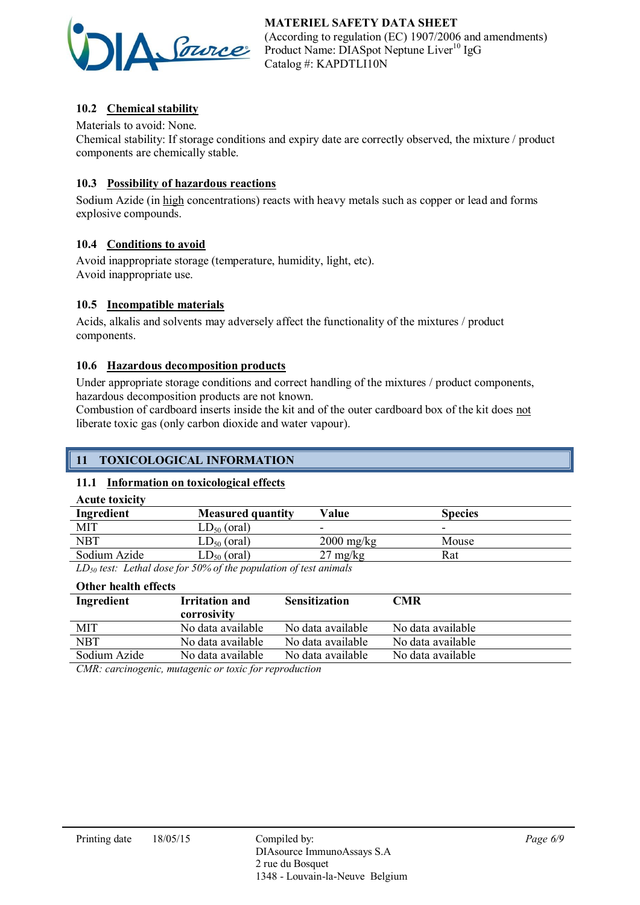### 10.2 Chemical stability

Materials to avoid: None.
Chemical stability: If storage conditions and expiry date are correctly observed, the mixture / product components are chemically stable.

### 10.3 Possibility of hazardous reactions

Sodium Azide (in high concentrations) reacts with heavy metals such as copper or lead and forms explosive compounds.

### 10.4 Conditions to avoid

Avoid inappropriate storage (temperature, humidity, light, etc).
Avoid inappropriate use.

### 10.5 Incompatible materials

Acids, alkalis and solvents may adversely affect the functionality of the mixtures / product components.

### 10.6 Hazardous decomposition products

Under appropriate storage conditions and correct handling of the mixtures / product components, hazardous decomposition products are not known.
Combustion of cardboard inserts inside the kit and of the outer cardboard box of the kit does not liberate toxic gas (only carbon dioxide and water vapour).

## 11 TOXICOLOGICAL INFORMATION

### 11.1 Information on toxicological effects

**Acute toxicity**

| Ingredient | Measured quantity | Value | Species |
|---|---|---|---|
| MIT | $LD_{50}$ (oral) | - | - |
| NBT | $LD_{50}$ (oral) | 2000 mg/kg | Mouse |
| Sodium Azide | $LD_{50}$ (oral) | 27 mg/kg | Rat |

*$LD_{50}$ test: Lethal dose for 50% of the population of test animals*

**Other health effects**

| Ingredient | Irritation and corrosivity | Sensitization | CMR |
|---|---|---|---|
| MIT | No data available | No data available | No data available |
| NBT | No data available | No data available | No data available |
| Sodium Azide | No data available | No data available | No data available |

*CMR: carcinogenic, mutagenic or toxic for reproduction*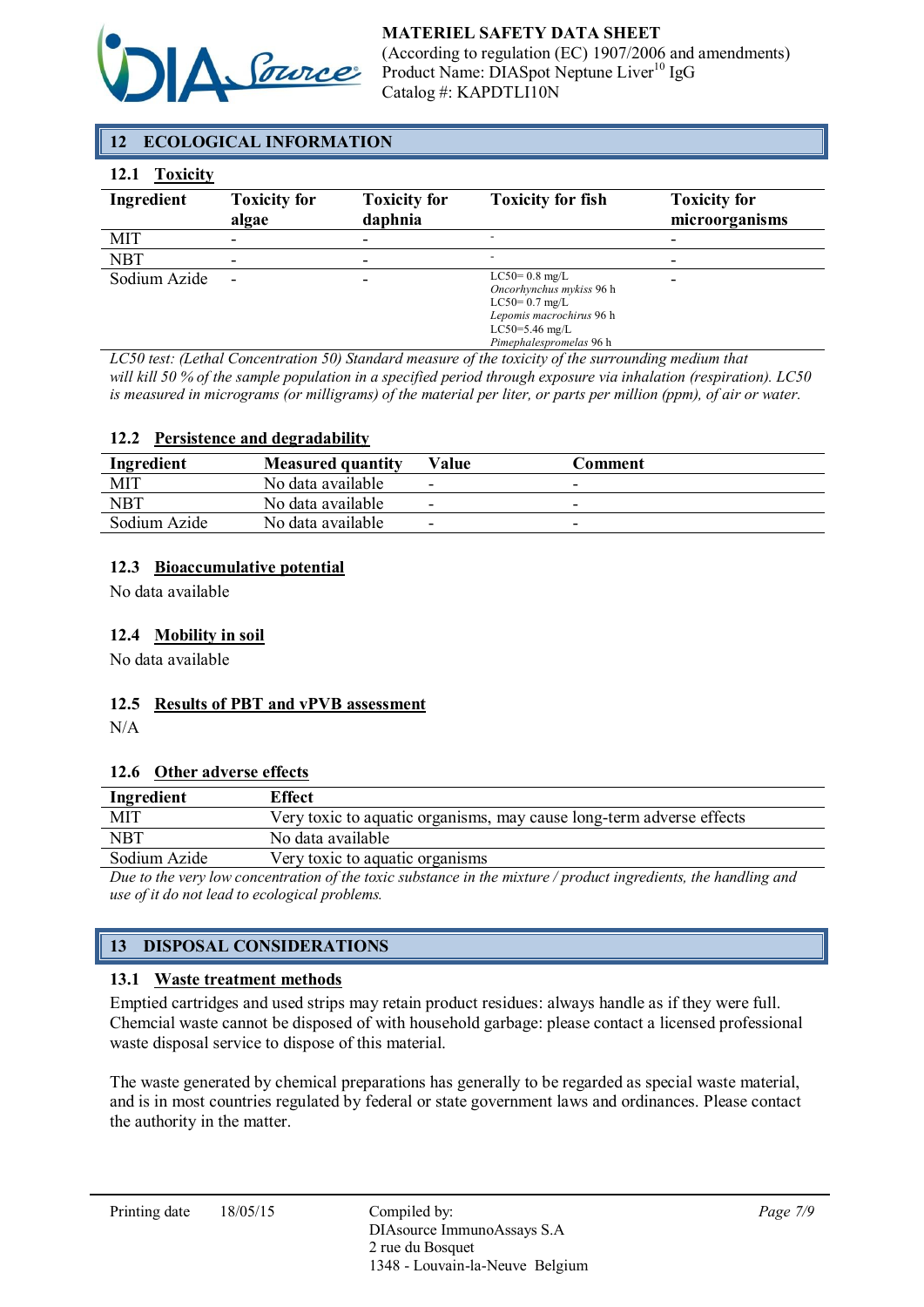## 12 ECOLOGICAL INFORMATION

### 12.1 Toxicity

| Ingredient | Toxicity for algae | Toxicity for daphnia | Toxicity for fish | Toxicity for microorganisms |
|---|---|---|---|---|
| MIT | - | - | - | - |
| NBT | - | - | - | - |
| Sodium Azide | - | - | LC50= 0.8 mg/L *Oncorhynchus mykiss* 96 h LC50= 0.7 mg/L *Lepomis macrochirus* 96 h LC50=5.46 mg/L *Pimephalespromelas* 96 h | - |

*LC50 test: (Lethal Concentration 50) Standard measure of the toxicity of the surrounding medium that will kill 50 % of the sample population in a specified period through exposure via inhalation (respiration). LC50 is measured in micrograms (or milligrams) of the material per liter, or parts per million (ppm), of air or water.*

### 12.2 Persistence and degradability

| Ingredient | Measured quantity | Value | Comment |
|---|---|---|---|
| MIT | No data available | - | - |
| NBT | No data available | - | - |
| Sodium Azide | No data available | - | - |

### 12.3 Bioaccumulative potential

No data available

### 12.4 Mobility in soil

No data available

### 12.5 Results of PBT and vPVB assessment

N/A

### 12.6 Other adverse effects

| Ingredient | Effect |
|---|---|
| MIT | Very toxic to aquatic organisms, may cause long-term adverse effects |
| NBT | No data available |
| Sodium Azide | Very toxic to aquatic organisms |

*Due to the very low concentration of the toxic substance in the mixture / product ingredients, the handling and use of it do not lead to ecological problems.*

## 13 DISPOSAL CONSIDERATIONS

### 13.1 Waste treatment methods

Emptied cartridges and used strips may retain product residues: always handle as if they were full. Chemcial waste cannot be disposed of with household garbage: please contact a licensed professional waste disposal service to dispose of this material.

The waste generated by chemical preparations has generally to be regarded as special waste material, and is in most countries regulated by federal or state government laws and ordinances. Please contact the authority in the matter.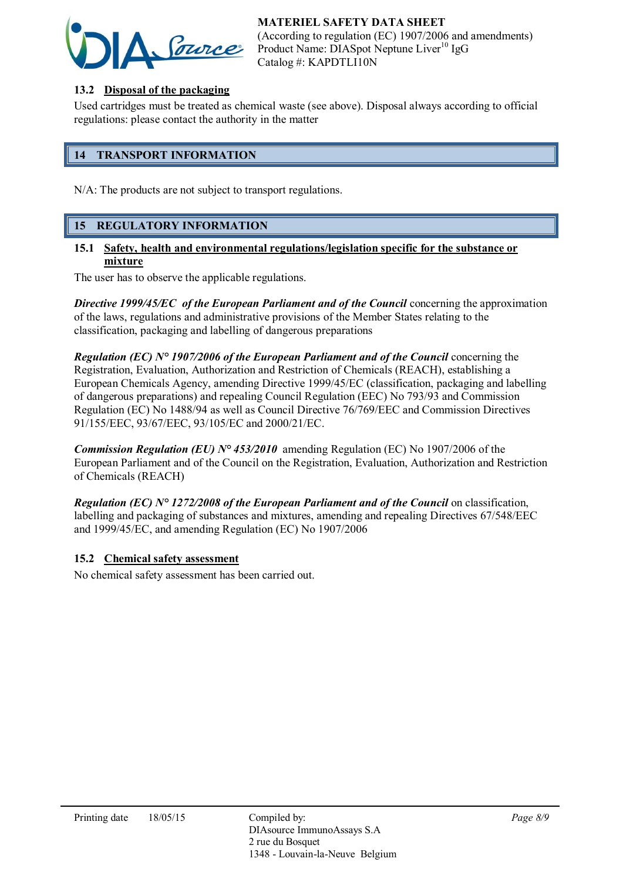### 13.2 Disposal of the packaging

Used cartridges must be treated as chemical waste (see above). Disposal always according to official regulations: please contact the authority in the matter

## 14 TRANSPORT INFORMATION

N/A: The products are not subject to transport regulations.

## 15 REGULATORY INFORMATION

### 15.1 Safety, health and environmental regulations/legislation specific for the substance or mixture

The user has to observe the applicable regulations.

***Directive 1999/45/EC of the European Parliament and of the Council*** concerning the approximation of the laws, regulations and administrative provisions of the Member States relating to the classification, packaging and labelling of dangerous preparations

***Regulation (EC) N° 1907/2006 of the European Parliament and of the Council*** concerning the Registration, Evaluation, Authorization and Restriction of Chemicals (REACH), establishing a European Chemicals Agency, amending Directive 1999/45/EC (classification, packaging and labelling of dangerous preparations) and repealing Council Regulation (EEC) No 793/93 and Commission Regulation (EC) No 1488/94 as well as Council Directive 76/769/EEC and Commission Directives 91/155/EEC, 93/67/EEC, 93/105/EC and 2000/21/EC.

***Commission Regulation (EU) N° 453/2010*** amending Regulation (EC) No 1907/2006 of the European Parliament and of the Council on the Registration, Evaluation, Authorization and Restriction of Chemicals (REACH)

***Regulation (EC) N° 1272/2008 of the European Parliament and of the Council*** on classification, labelling and packaging of substances and mixtures, amending and repealing Directives 67/548/EEC and 1999/45/EC, and amending Regulation (EC) No 1907/2006

### 15.2 Chemical safety assessment

No chemical safety assessment has been carried out.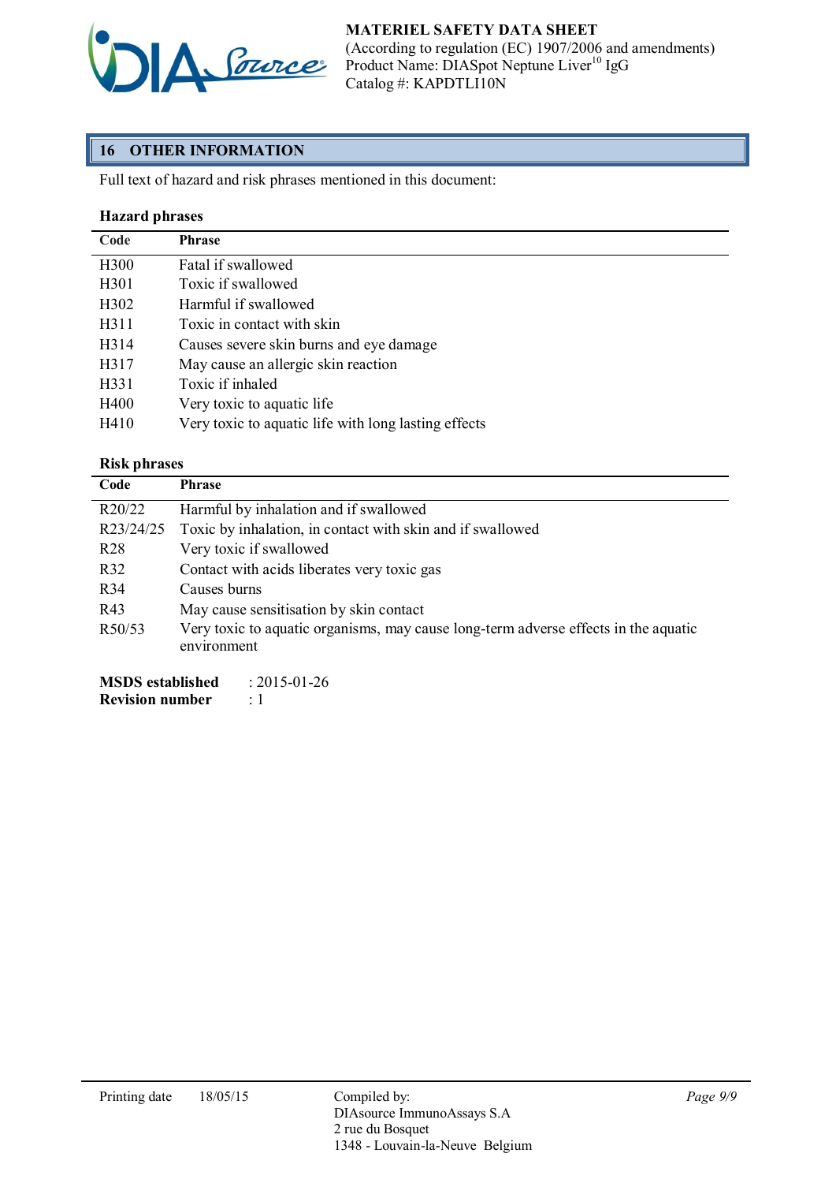## 16 OTHER INFORMATION

Full text of hazard and risk phrases mentioned in this document:

### Hazard phrases

| Code | Phrase |
|---|---|
| H300 | Fatal if swallowed |
| H301 | Toxic if swallowed |
| H302 | Harmful if swallowed |
| H311 | Toxic in contact with skin |
| H314 | Causes severe skin burns and eye damage |
| H317 | May cause an allergic skin reaction |
| H331 | Toxic if inhaled |
| H400 | Very toxic to aquatic life |
| H410 | Very toxic to aquatic life with long lasting effects |

### Risk phrases

| Code | Phrase |
|---|---|
| R20/22 | Harmful by inhalation and if swallowed |
| R23/24/25 | Toxic by inhalation, in contact with skin and if swallowed |
| R28 | Very toxic if swallowed |
| R32 | Contact with acids liberates very toxic gas |
| R34 | Causes burns |
| R43 | May cause sensitisation by skin contact |
| R50/53 | Very toxic to aquatic organisms, may cause long-term adverse effects in the aquatic environment |

**MSDS established** : 2015-01-26
**Revision number** : 1

Printing date 18/05/15

Compiled by:
DIAsource ImmunoAssays S.A
2 rue du Bosquet
1348 - Louvain-la-Neuve Belgium